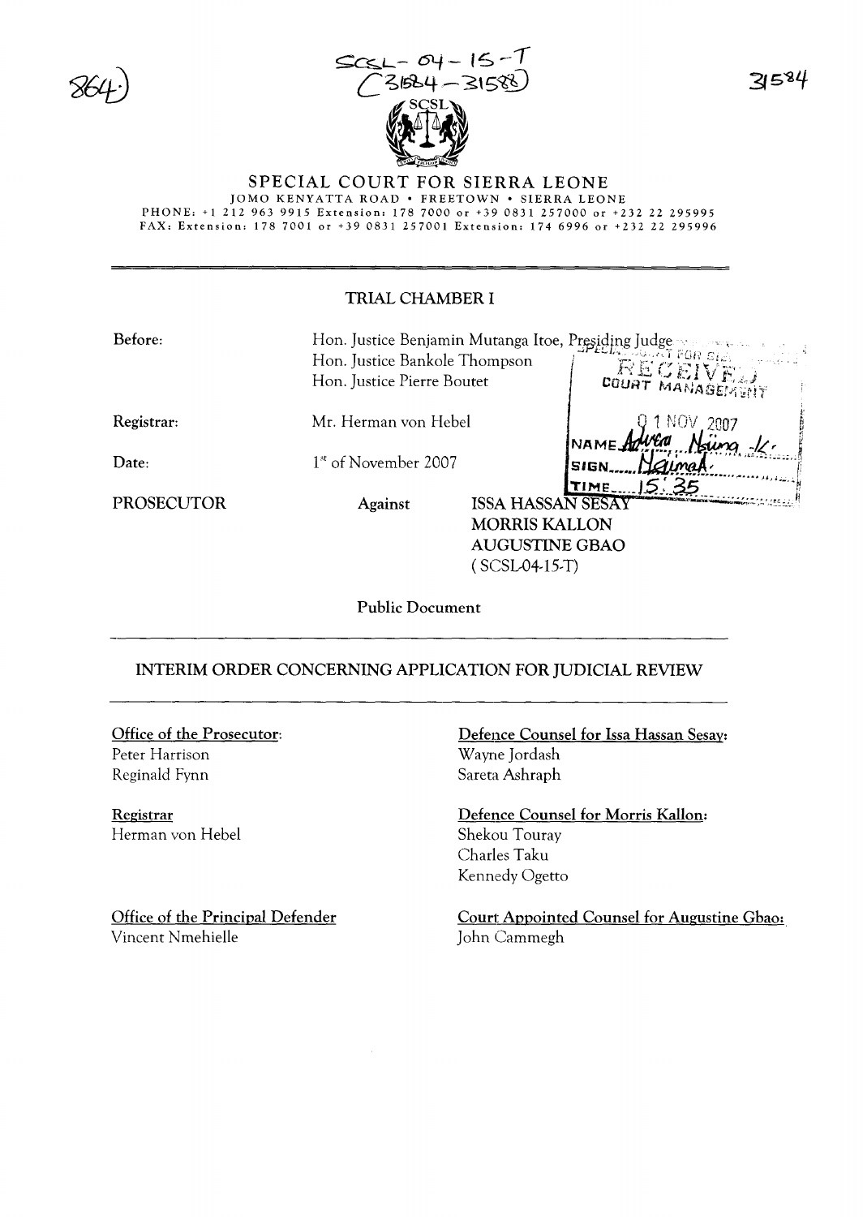SCSL-04-15-T
(31584-31588)

# SPECIAL COURT FOR SIERRA LEONE

JOMO KENYATTA ROAD • FREETOWN • SIERRA LEONE
PHONE: +1 212 963 9915 Extension: 178 7000 or +39 0831 257000 or +232 22 295995
FAX: Extension: 178 7001 or +39 0831 257001 Extension: 174 6996 or +232 22 295996

## TRIAL CHAMBER I

**Before:** Hon. Justice Benjamin Mutanga Itoe, Presiding Judge
Hon. Justice Bankole Thompson
Hon. Justice Pierre Boutet

**Registrar:** Mr. Herman von Hebel

**Date:** 1st of November 2007

**PROSECUTOR** Against ISSA HASSAN SESAY
MORRIS KALLON
AUGUSTINE GBAO
(SCSL-04-15-T)

SPECIAL COURT FOR SIERRA LEONE
RECEIVED
COURT MANAGEMENT
01 NOV 2007
NAME Advera Nsiima -K.
SIGN Nsiimah
TIME 15:35

Public Document

## INTERIM ORDER CONCERNING APPLICATION FOR JUDICIAL REVIEW

**Office of the Prosecutor:**
Peter Harrison
Reginald Fynn

**Registrar**
Herman von Hebel

**Office of the Principal Defender**
Vincent Nmehielle

**Defence Counsel for Issa Hassan Sesay:**
Wayne Jordash
Sareta Ashraph

**Defence Counsel for Morris Kallon:**
Shekou Touray
Charles Taku
Kennedy Ogetto

**Court Appointed Counsel for Augustine Gbao:**
John Cammegh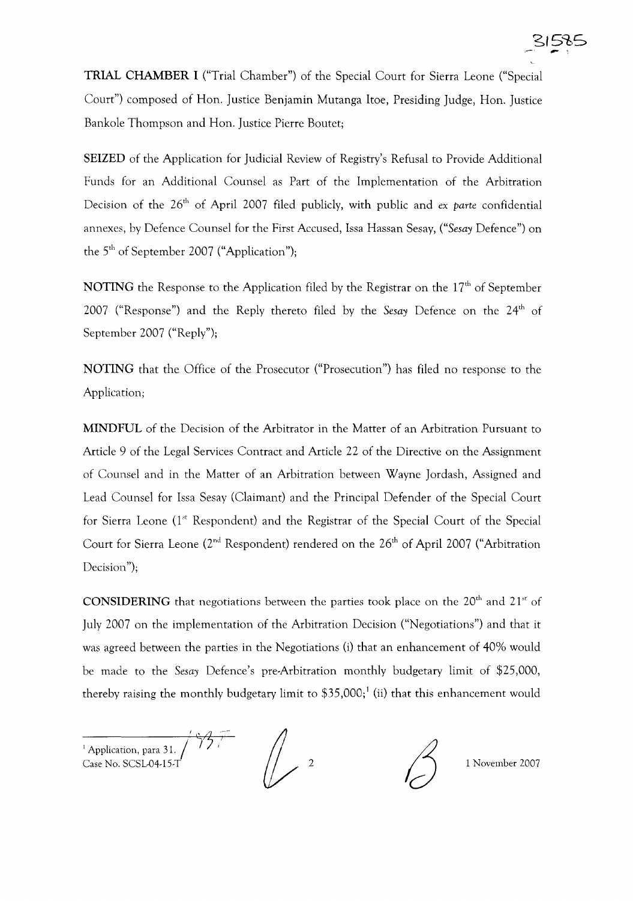**TRIAL CHAMBER I** ("Trial Chamber") of the Special Court for Sierra Leone ("Special Court") composed of Hon. Justice Benjamin Mutanga Itoe, Presiding Judge, Hon. Justice Bankole Thompson and Hon. Justice Pierre Boutet;

**SEIZED** of the Application for Judicial Review of Registry's Refusal to Provide Additional Funds for an Additional Counsel as Part of the Implementation of the Arbitration Decision of the 26th of April 2007 filed publicly, with public and *ex parte* confidential annexes, by Defence Counsel for the First Accused, Issa Hassan Sesay, ("*Sesay* Defence") on the 5th of September 2007 ("Application");

**NOTING** the Response to the Application filed by the Registrar on the 17th of September 2007 ("Response") and the Reply thereto filed by the *Sesay* Defence on the 24th of September 2007 ("Reply");

**NOTING** that the Office of the Prosecutor ("Prosecution") has filed no response to the Application;

**MINDFUL** of the Decision of the Arbitrator in the Matter of an Arbitration Pursuant to Article 9 of the Legal Services Contract and Article 22 of the Directive on the Assignment of Counsel and in the Matter of an Arbitration between Wayne Jordash, Assigned and Lead Counsel for Issa Sesay (Claimant) and the Principal Defender of the Special Court for Sierra Leone (1st Respondent) and the Registrar of the Special Court of the Special Court for Sierra Leone (2nd Respondent) rendered on the 26th of April 2007 ("Arbitration Decision");

**CONSIDERING** that negotiations between the parties took place on the 20th and 21st of July 2007 on the implementation of the Arbitration Decision ("Negotiations") and that it was agreed between the parties in the Negotiations (i) that an enhancement of 40% would be made to the *Sesay* Defence's pre-Arbitration monthly budgetary limit of $25,000, thereby raising the monthly budgetary limit to $35,000;[1] (ii) that this enhancement would

[1] Application, para 31.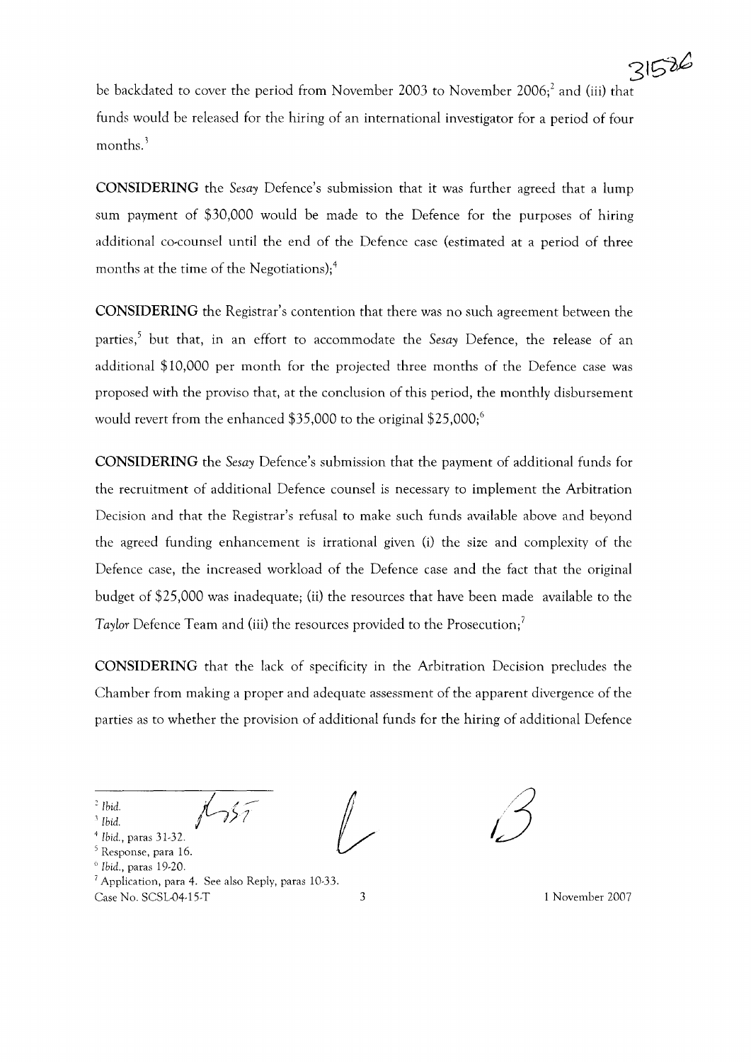be backdated to cover the period from November 2003 to November 2006;[2] and (iii) that funds would be released for the hiring of an international investigator for a period of four months.[3]

**CONSIDERING** the *Sesay* Defence's submission that it was further agreed that a lump sum payment of $30,000 would be made to the Defence for the purposes of hiring additional co-counsel until the end of the Defence case (estimated at a period of three months at the time of the Negotiations);[4]

**CONSIDERING** the Registrar's contention that there was no such agreement between the parties,[5] but that, in an effort to accommodate the *Sesay* Defence, the release of an additional $10,000 per month for the projected three months of the Defence case was proposed with the proviso that, at the conclusion of this period, the monthly disbursement would revert from the enhanced $35,000 to the original $25,000;[6]

**CONSIDERING** the *Sesay* Defence's submission that the payment of additional funds for the recruitment of additional Defence counsel is necessary to implement the Arbitration Decision and that the Registrar's refusal to make such funds available above and beyond the agreed funding enhancement is irrational given (i) the size and complexity of the Defence case, the increased workload of the Defence case and the fact that the original budget of $25,000 was inadequate; (ii) the resources that have been made available to the *Taylor* Defence Team and (iii) the resources provided to the Prosecution;[7]

**CONSIDERING** that the lack of specificity in the Arbitration Decision precludes the Chamber from making a proper and adequate assessment of the apparent divergence of the parties as to whether the provision of additional funds for the hiring of additional Defence

---

[2] *Ibid.*
[3] *Ibid.*
[4] *Ibid.*, paras 31-32.
[5] Response, para 16.
[6] *Ibid.*, paras 19-20.
[7] Application, para 4. See also Reply, paras 10-33.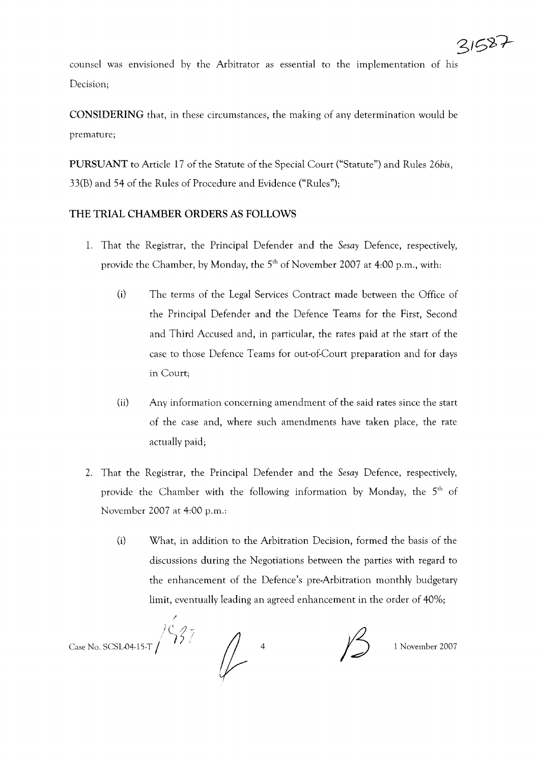counsel was envisioned by the Arbitrator as essential to the implementation of his Decision;

**CONSIDERING** that, in these circumstances, the making of any determination would be premature;

**PURSUANT** to Article 17 of the Statute of the Special Court ("Statute") and Rules 26*bis*, 33(B) and 54 of the Rules of Procedure and Evidence ("Rules");

## THE TRIAL CHAMBER ORDERS AS FOLLOWS

1. That the Registrar, the Principal Defender and the *Sesay* Defence, respectively, provide the Chamber, by Monday, the 5th of November 2007 at 4:00 p.m., with:

   (i) The terms of the Legal Services Contract made between the Office of the Principal Defender and the Defence Teams for the First, Second and Third Accused and, in particular, the rates paid at the start of the case to those Defence Teams for out-of-Court preparation and for days in Court;

   (ii) Any information concerning amendment of the said rates since the start of the case and, where such amendments have taken place, the rate actually paid;

2. That the Registrar, the Principal Defender and the *Sesay* Defence, respectively, provide the Chamber with the following information by Monday, the 5th of November 2007 at 4:00 p.m.:

   (i) What, in addition to the Arbitration Decision, formed the basis of the discussions during the Negotiations between the parties with regard to the enhancement of the Defence's pre-Arbitration monthly budgetary limit, eventually leading an agreed enhancement in the order of 40%;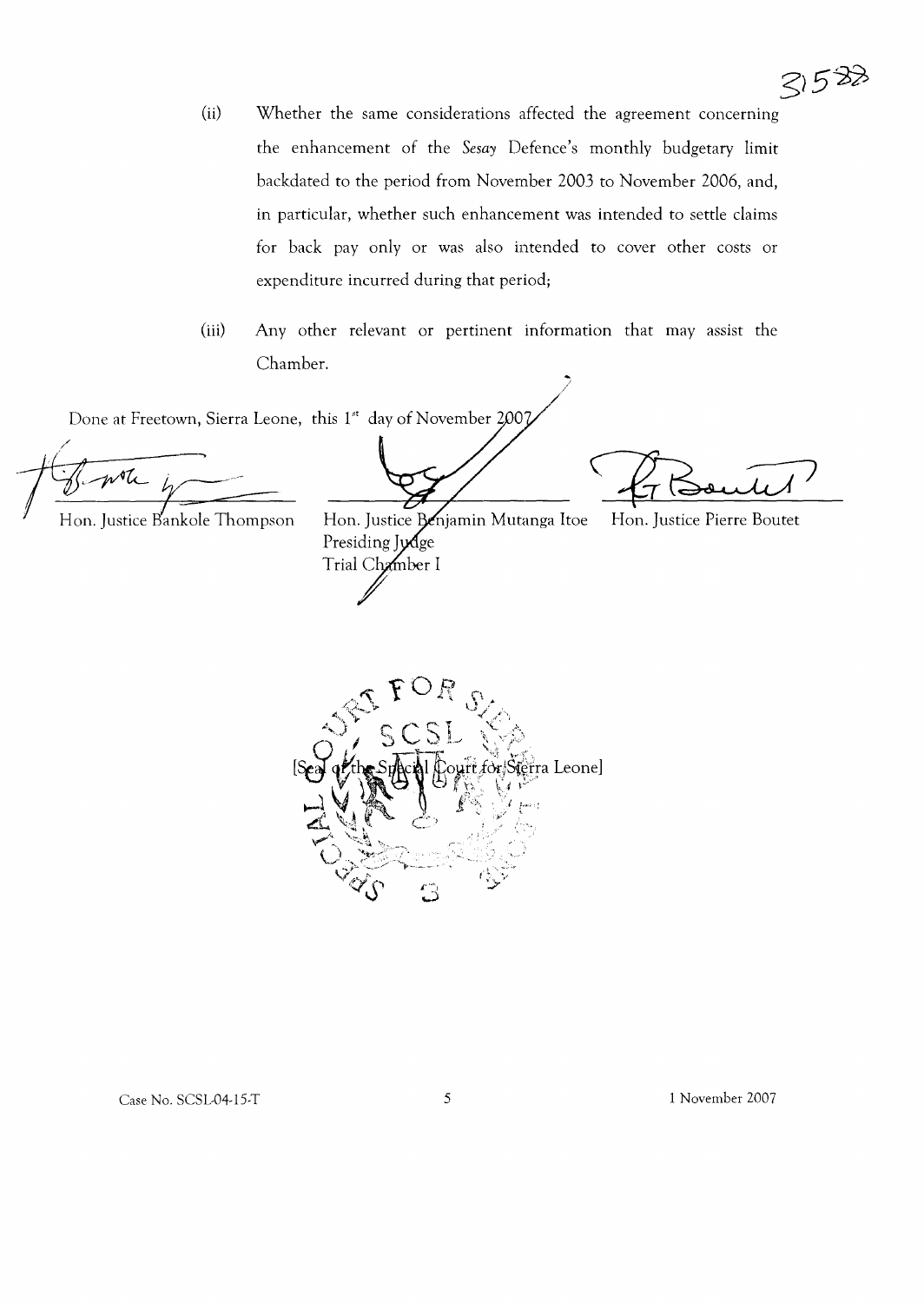(ii) Whether the same considerations affected the agreement concerning the enhancement of the *Sesay* Defence's monthly budgetary limit backdated to the period from November 2003 to November 2006, and, in particular, whether such enhancement was intended to settle claims for back pay only or was also intended to cover other costs or expenditure incurred during that period;

(iii) Any other relevant or pertinent information that may assist the Chamber.

Done at Freetown, Sierra Leone, this 1st day of November 2007

| | | |
|---|---|---|
| Hon. Justice Bankole Thompson | Hon. Justice Benjamin Mutanga Itoe<br>Presiding Judge<br>Trial Chamber I | Hon. Justice Pierre Boutet |

[Seal of the Special Court for Sierra Leone]